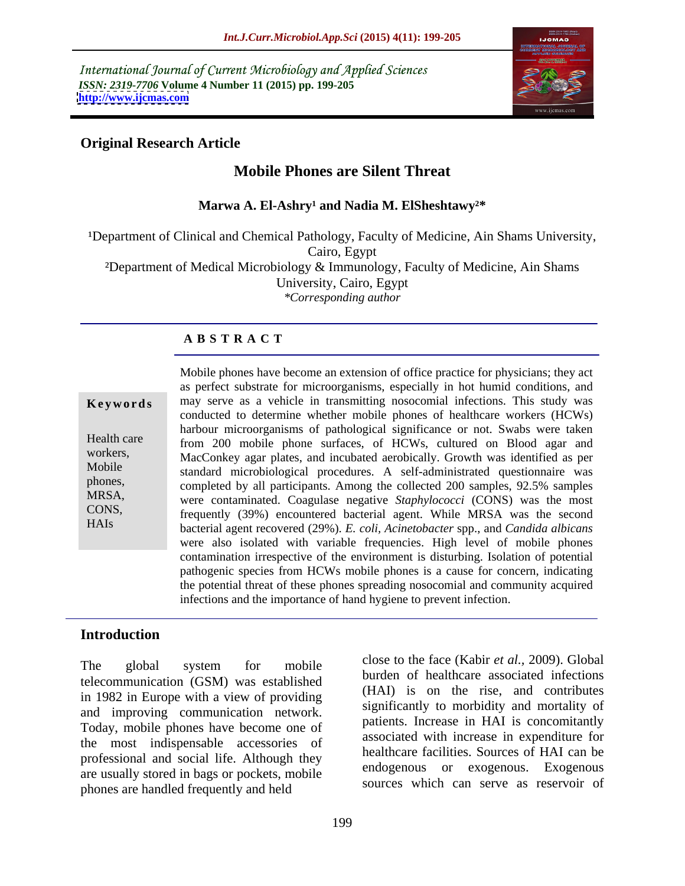International Journal of Current Microbiology and Applied Sciences
*ISSN: 2319-7706* **Volume 4 Number 11 (2015) pp. 199-205**
**http://www.ijcmas.com**

**Original Research Article**

# Mobile Phones are Silent Threat

**Marwa A. El-Ashry[1] and Nadia M. ElSheshtawy[2]***

[1]Department of Clinical and Chemical Pathology, Faculty of Medicine, Ain Shams University, Cairo, Egypt

[2]Department of Medical Microbiology & Immunology, Faculty of Medicine, Ain Shams University, Cairo, Egypt

*\*Corresponding author*

## ABSTRACT

**Keywords**

Health care workers, Mobile phones, MRSA, CONS, HAIs

Mobile phones have become an extension of office practice for physicians; they act as perfect substrate for microorganisms, especially in hot humid conditions, and may serve as a vehicle in transmitting nosocomial infections. This study was conducted to determine whether mobile phones of healthcare workers (HCWs) harbour microorganisms of pathological significance or not. Swabs were taken from 200 mobile phone surfaces, of HCWs, cultured on Blood agar and MacConkey agar plates, and incubated aerobically. Growth was identified as per standard microbiological procedures. A self-administrated questionnaire was completed by all participants. Among the collected 200 samples, 92.5% samples were contaminated. Coagulase negative *Staphylococci* (CONS) was the most frequently (39%) encountered bacterial agent. While MRSA was the second bacterial agent recovered (29%). *E. coli*, *Acinetobacter* spp., and *Candida albicans* were also isolated with variable frequencies. High level of mobile phones contamination irrespective of the environment is disturbing. Isolation of potential pathogenic species from HCWs mobile phones is a cause for concern, indicating the potential threat of these phones spreading nosocomial and community acquired infections and the importance of hand hygiene to prevent infection.

## Introduction

The global system for mobile telecommunication (GSM) was established in 1982 in Europe with a view of providing and improving communication network. Today, mobile phones have become one of the most indispensable accessories of professional and social life. Although they are usually stored in bags or pockets, mobile phones are handled frequently and held close to the face (Kabir *et al.*, 2009). Global burden of healthcare associated infections (HAI) is on the rise, and contributes significantly to morbidity and mortality of patients. Increase in HAI is concomitantly associated with increase in expenditure for healthcare facilities. Sources of HAI can be endogenous or exogenous. Exogenous sources which can serve as reservoir of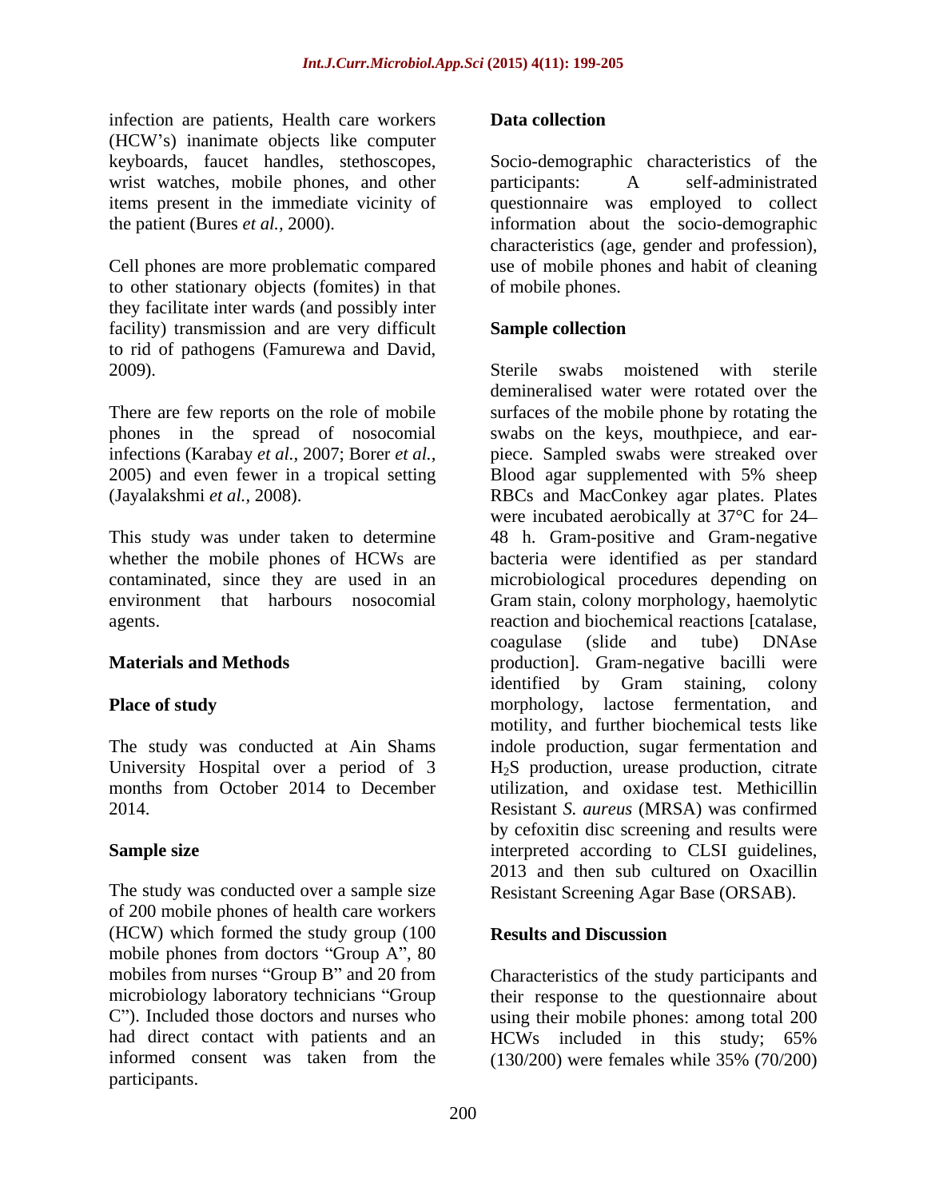infection are patients, Health care workers (HCW's) inanimate objects like computer keyboards, faucet handles, stethoscopes, wrist watches, mobile phones, and other items present in the immediate vicinity of the patient (Bures *et al.,* 2000).

Cell phones are more problematic compared to other stationary objects (fomites) in that they facilitate inter wards (and possibly inter facility) transmission and are very difficult to rid of pathogens (Famurewa and David, 2009).

There are few reports on the role of mobile phones in the spread of nosocomial infections (Karabay *et al.,* 2007; Borer *et al.,* 2005) and even fewer in a tropical setting (Jayalakshmi *et al.,* 2008).

This study was under taken to determine whether the mobile phones of HCWs are contaminated, since they are used in an environment that harbours nosocomial agents.

## Materials and Methods

### Place of study

The study was conducted at Ain Shams University Hospital over a period of 3 months from October 2014 to December 2014.

### Sample size

The study was conducted over a sample size of 200 mobile phones of health care workers (HCW) which formed the study group (100 mobile phones from doctors "Group A", 80 mobiles from nurses "Group B" and 20 from microbiology laboratory technicians "Group C"). Included those doctors and nurses who had direct contact with patients and an informed consent was taken from the participants.

### Data collection

Socio-demographic characteristics of the participants: A self-administrated questionnaire was employed to collect information about the socio-demographic characteristics (age, gender and profession), use of mobile phones and habit of cleaning of mobile phones.

### Sample collection

Sterile swabs moistened with sterile demineralised water were rotated over the surfaces of the mobile phone by rotating the swabs on the keys, mouthpiece, and ear-piece. Sampled swabs were streaked over Blood agar supplemented with 5% sheep RBCs and MacConkey agar plates. Plates were incubated aerobically at 37°C for 24–48 h. Gram-positive and Gram-negative bacteria were identified as per standard microbiological procedures depending on Gram stain, colony morphology, haemolytic reaction and biochemical reactions [catalase, coagulase (slide and tube) DNAse production]. Gram-negative bacilli were identified by Gram staining, colony morphology, lactose fermentation, and motility, and further biochemical tests like indole production, sugar fermentation and $H_2S$ production, urease production, citrate utilization, and oxidase test. Methicillin Resistant *S. aureus* (MRSA) was confirmed by cefoxitin disc screening and results were interpreted according to CLSI guidelines, 2013 and then sub cultured on Oxacillin Resistant Screening Agar Base (ORSAB).

## Results and Discussion

Characteristics of the study participants and their response to the questionnaire about using their mobile phones: among total 200 HCWs included in this study; 65% (130/200) were females while 35% (70/200)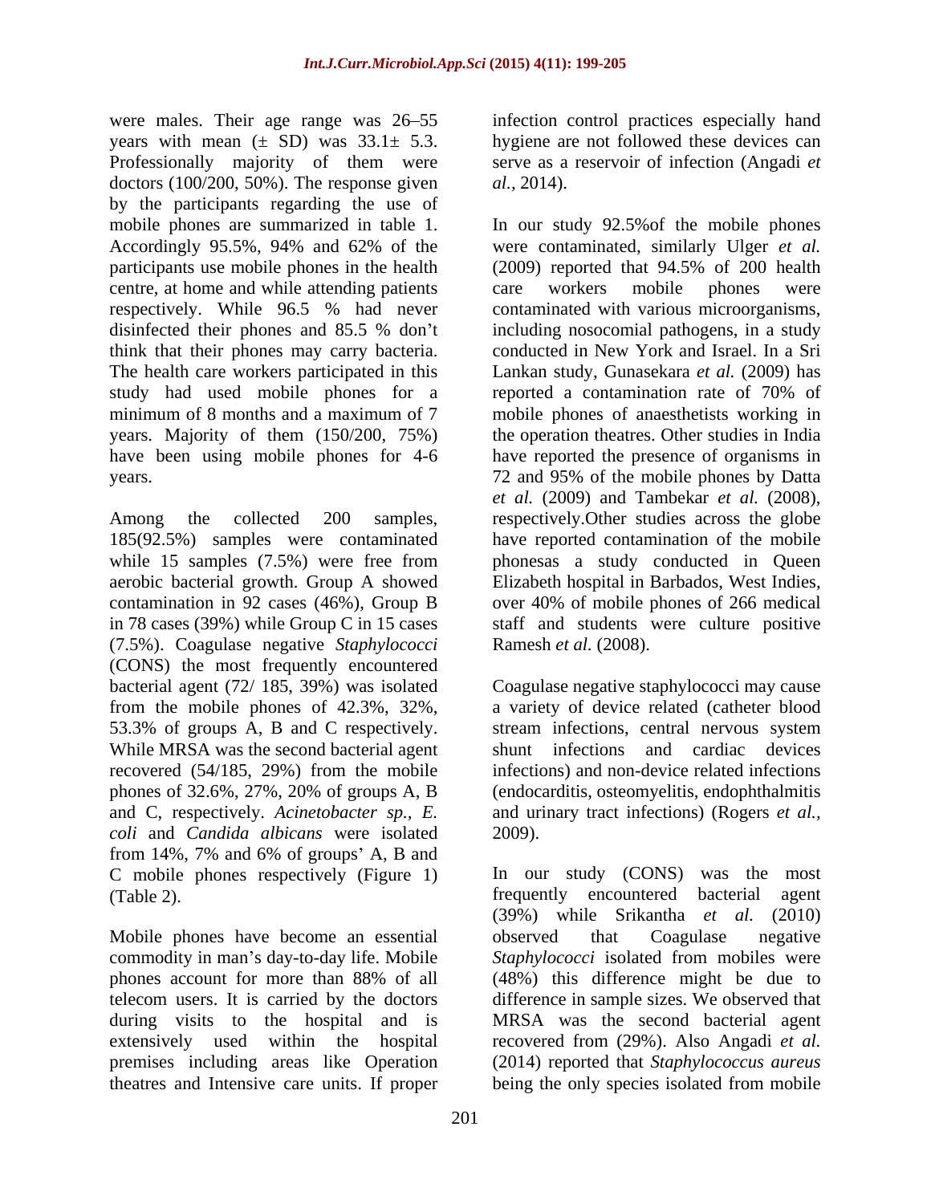were males. Their age range was 26–55 years with mean (± SD) was 33.1± 5.3. Professionally majority of them were doctors (100/200, 50%). The response given by the participants regarding the use of mobile phones are summarized in table 1. Accordingly 95.5%, 94% and 62% of the participants use mobile phones in the health centre, at home and while attending patients respectively. While 96.5 % had never disinfected their phones and 85.5 % don't think that their phones may carry bacteria. The health care workers participated in this study had used mobile phones for a minimum of 8 months and a maximum of 7 years. Majority of them (150/200, 75%) have been using mobile phones for 4-6 years.

Among the collected 200 samples, 185(92.5%) samples were contaminated while 15 samples (7.5%) were free from aerobic bacterial growth. Group A showed contamination in 92 cases (46%), Group B in 78 cases (39%) while Group C in 15 cases (7.5%). Coagulase negative *Staphylococci* (CONS) the most frequently encountered bacterial agent (72/ 185, 39%) was isolated from the mobile phones of 42.3%, 32%, 53.3% of groups A, B and C respectively. While MRSA was the second bacterial agent recovered (54/185, 29%) from the mobile phones of 32.6%, 27%, 20% of groups A, B and C, respectively. *Acinetobacter sp., E. coli* and *Candida albicans* were isolated from 14%, 7% and 6% of groups' A, B and C mobile phones respectively (Figure 1) (Table 2).

Mobile phones have become an essential commodity in man's day-to-day life. Mobile phones account for more than 88% of all telecom users. It is carried by the doctors during visits to the hospital and is extensively used within the hospital premises including areas like Operation theatres and Intensive care units. If proper infection control practices especially hand hygiene are not followed these devices can serve as a reservoir of infection (Angadi *et al.,* 2014).

In our study 92.5%of the mobile phones were contaminated, similarly Ulger *et al.* (2009) reported that 94.5% of 200 health care workers mobile phones were contaminated with various microorganisms, including nosocomial pathogens, in a study conducted in New York and Israel. In a Sri Lankan study, Gunasekara *et al.* (2009) has reported a contamination rate of 70% of mobile phones of anaesthetists working in the operation theatres. Other studies in India have reported the presence of organisms in 72 and 95% of the mobile phones by Datta *et al.* (2009) and Tambekar *et al.* (2008), respectively.Other studies across the globe have reported contamination of the mobile phonesas a study conducted in Queen Elizabeth hospital in Barbados, West Indies, over 40% of mobile phones of 266 medical staff and students were culture positive Ramesh *et al.* (2008).

Coagulase negative staphylococci may cause a variety of device related (catheter blood stream infections, central nervous system shunt infections and cardiac devices infections) and non-device related infections (endocarditis, osteomyelitis, endophthalmitis and urinary tract infections) (Rogers *et al.,* 2009).

In our study (CONS) was the most frequently encountered bacterial agent (39%) while Srikantha *et al.* (2010) observed that Coagulase negative *Staphylococci* isolated from mobiles were (48%) this difference might be due to difference in sample sizes. We observed that MRSA was the second bacterial agent recovered from (29%). Also Angadi *et al.* (2014) reported that *Staphylococcus aureus* being the only species isolated from mobile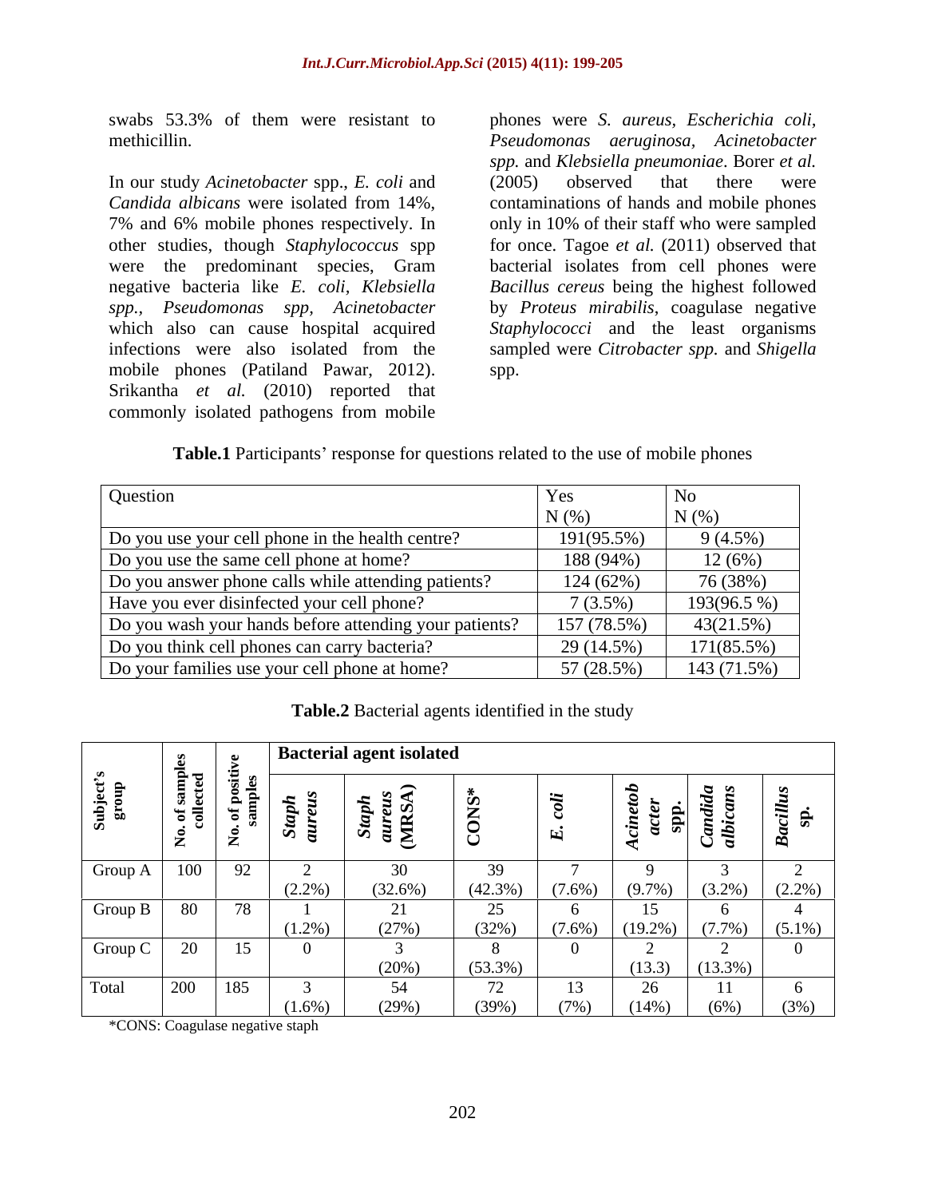swabs 53.3% of them were resistant to methicillin.

In our study *Acinetobacter* spp., *E. coli* and *Candida albicans* were isolated from 14%, 7% and 6% mobile phones respectively. In other studies, though *Staphylococcus* spp were the predominant species, Gram negative bacteria like *E. coli*, *Klebsiella spp.*, *Pseudomonas spp*, *Acinetobacter* which also can cause hospital acquired infections were also isolated from the mobile phones (Patiland Pawar, 2012). Srikantha *et al.* (2010) reported that commonly isolated pathogens from mobile phones were *S. aureus*, *Escherichia coli*, *Pseudomonas aeruginosa*, *Acinetobacter spp.* and *Klebsiella pneumoniae*. Borer *et al.* (2005) observed that there were contaminations of hands and mobile phones only in 10% of their staff who were sampled for once. Tagoe *et al.* (2011) observed that bacterial isolates from cell phones were *Bacillus cereus* being the highest followed by *Proteus mirabilis*, coagulase negative *Staphylococci* and the least organisms sampled were *Citrobacter spp.* and *Shigella* spp.

**Table.1** Participants' response for questions related to the use of mobile phones

| Question | Yes N (%) | No N (%) |
|---|---|---|
| Do you use your cell phone in the health centre? | 191(95.5%) | 9 (4.5%) |
| Do you use the same cell phone at home? | 188 (94%) | 12 (6%) |
| Do you answer phone calls while attending patients? | 124 (62%) | 76 (38%) |
| Have you ever disinfected your cell phone? | 7 (3.5%) | 193(96.5 %) |
| Do you wash your hands before attending your patients? | 157 (78.5%) | 43(21.5%) |
| Do you think cell phones can carry bacteria? | 29 (14.5%) | 171(85.5%) |
| Do your families use your cell phone at home? | 57 (28.5%) | 143 (71.5%) |

**Table.2** Bacterial agents identified in the study

| Subject's group | No. of samples collected | No. of positive samples | Bacterial agent isolated | | | | | | |
|---|---|---|---|---|---|---|---|---|---|
| | | | *Staph aureus* | *Staph aureus* (MRSA) | CONS* | *E. coli* | *Acinetobacter* spp. | *Candida albicans* | *Bacillus* sp. |
| Group A | 100 | 92 | 2 (2.2%) | 30 (32.6%) | 39 (42.3%) | 7 (7.6%) | 9 (9.7%) | 3 (3.2%) | 2 (2.2%) |
| Group B | 80 | 78 | 1 (1.2%) | 21 (27%) | 25 (32%) | 6 (7.6%) | 15 (19.2%) | 6 (7.7%) | 4 (5.1%) |
| Group C | 20 | 15 | 0 | 3 (20%) | 8 (53.3%) | 0 | 2 (13.3) | 2 (13.3%) | 0 |
| Total | 200 | 185 | 3 (1.6%) | 54 (29%) | 72 (39%) | 13 (7%) | 26 (14%) | 11 (6%) | 6 (3%) |

*CONS: Coagulase negative staph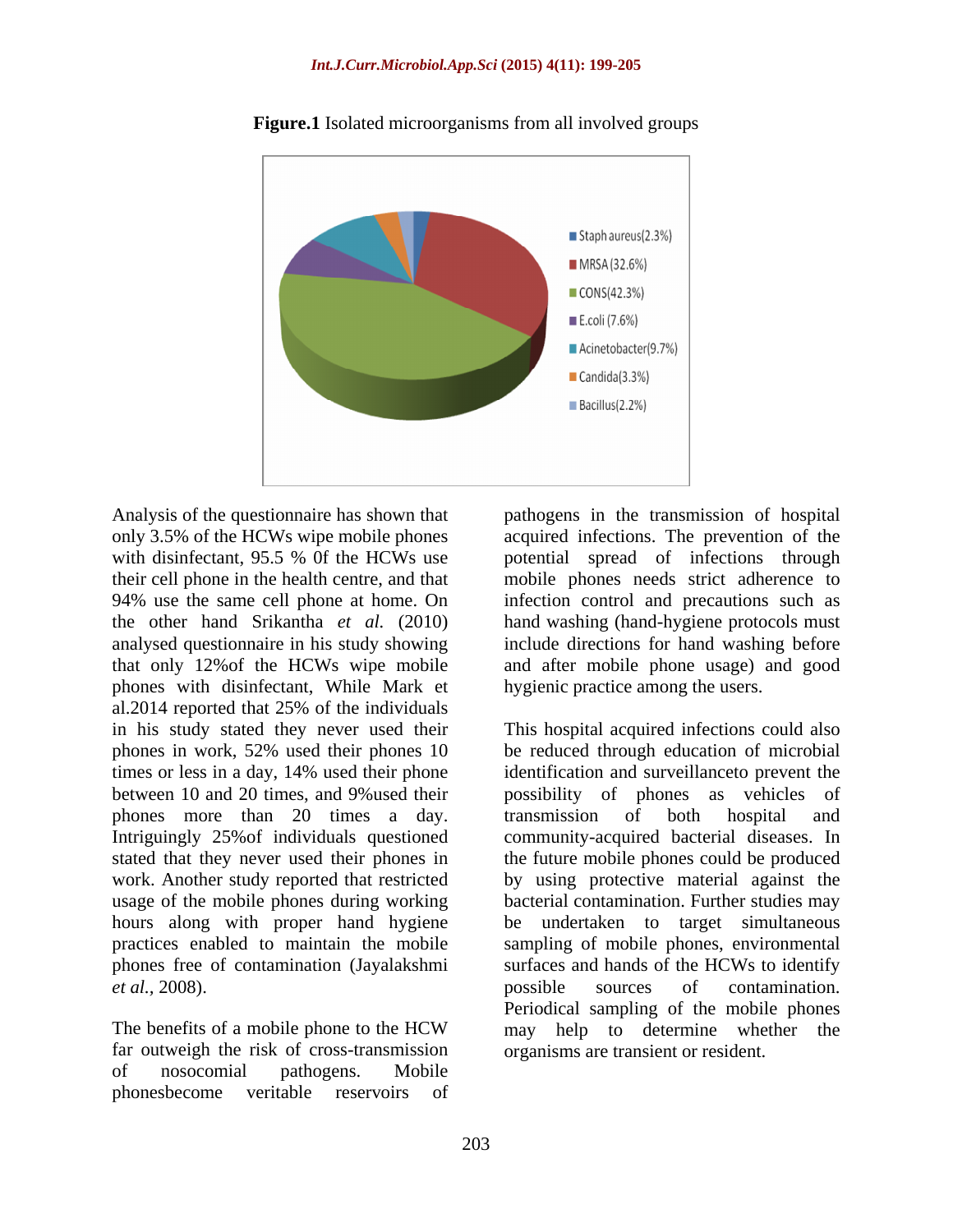**Figure.1** Isolated microorganisms from all involved groups

Staph aureus(2.3%)
MRSA (32.6%)
CONS(42.3%)
E.coli (7.6%)
Acinetobacter(9.7%)
Candida(3.3%)
Bacillus(2.2%)

Analysis of the questionnaire has shown that only 3.5% of the HCWs wipe mobile phones with disinfectant, 95.5 % 0f the HCWs use their cell phone in the health centre, and that 94% use the same cell phone at home. On the other hand Srikantha *et al.* (2010) analysed questionnaire in his study showing that only 12%of the HCWs wipe mobile phones with disinfectant, While Mark et al.2014 reported that 25% of the individuals in his study stated they never used their phones in work, 52% used their phones 10 times or less in a day, 14% used their phone between 10 and 20 times, and 9%used their phones more than 20 times a day. Intriguingly 25%of individuals questioned stated that they never used their phones in work. Another study reported that restricted usage of the mobile phones during working hours along with proper hand hygiene practices enabled to maintain the mobile phones free of contamination (Jayalakshmi *et al.,* 2008).

The benefits of a mobile phone to the HCW far outweigh the risk of cross-transmission of nosocomial pathogens. Mobile phonesbecome veritable reservoirs of pathogens in the transmission of hospital acquired infections. The prevention of the potential spread of infections through mobile phones needs strict adherence to infection control and precautions such as hand washing (hand-hygiene protocols must include directions for hand washing before and after mobile phone usage) and good hygienic practice among the users.

This hospital acquired infections could also be reduced through education of microbial identification and surveillanceto prevent the possibility of phones as vehicles of transmission of both hospital and community-acquired bacterial diseases. In the future mobile phones could be produced by using protective material against the bacterial contamination. Further studies may be undertaken to target simultaneous sampling of mobile phones, environmental surfaces and hands of the HCWs to identify possible sources of contamination. Periodical sampling of the mobile phones may help to determine whether the organisms are transient or resident.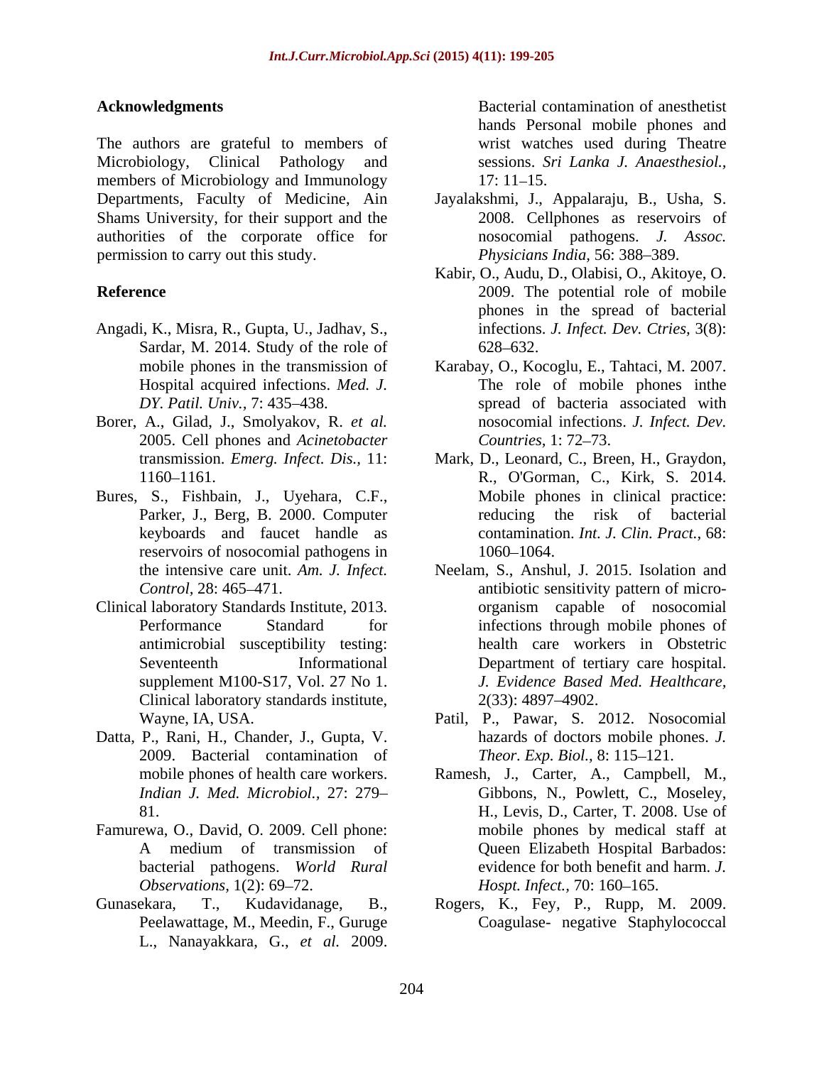## Acknowledgments

The authors are grateful to members of Microbiology, Clinical Pathology and members of Microbiology and Immunology Departments, Faculty of Medicine, Ain Shams University, for their support and the authorities of the corporate office for permission to carry out this study.

## Reference

Angadi, K., Misra, R., Gupta, U., Jadhav, S., Sardar, M. 2014. Study of the role of mobile phones in the transmission of Hospital acquired infections. *Med. J. DY. Patil. Univ.,* 7: 435–438.

Borer, A., Gilad, J., Smolyakov, R. *et al.* 2005. Cell phones and *Acinetobacter* transmission. *Emerg. Infect. Dis.,* 11: 1160–1161.

Bures, S., Fishbain, J., Uyehara, C.F., Parker, J., Berg, B. 2000. Computer keyboards and faucet handle as reservoirs of nosocomial pathogens in the intensive care unit. *Am. J. Infect. Control,* 28: 465–471.

Clinical laboratory Standards Institute, 2013. Performance Standard for antimicrobial susceptibility testing: Seventeenth Informational supplement M100-S17, Vol. 27 No 1. Clinical laboratory standards institute, Wayne, IA, USA.

Datta, P., Rani, H., Chander, J., Gupta, V. 2009. Bacterial contamination of mobile phones of health care workers. *Indian J. Med. Microbiol.,* 27: 279–81.

Famurewa, O., David, O. 2009. Cell phone: A medium of transmission of bacterial pathogens. *World Rural Observations*, 1(2): 69–72.

Gunasekara, T., Kudavidanage, B., Peelawattage, M., Meedin, F., Guruge L., Nanayakkara, G., *et al.* 2009. Bacterial contamination of anesthetist hands Personal mobile phones and wrist watches used during Theatre sessions. *Sri Lanka J. Anaesthesiol.,* 17: 11–15.

Jayalakshmi, J., Appalaraju, B., Usha, S. 2008. Cellphones as reservoirs of nosocomial pathogens. *J. Assoc. Physicians India,* 56: 388–389.

Kabir, O., Audu, D., Olabisi, O., Akitoye, O. 2009. The potential role of mobile phones in the spread of bacterial infections. *J. Infect. Dev. Ctries,* 3(8): 628–632.

Karabay, O., Kocoglu, E., Tahtaci, M. 2007. The role of mobile phones inthe spread of bacteria associated with nosocomial infections. *J. Infect. Dev. Countries,* 1: 72–73.

Mark, D., Leonard, C., Breen, H., Graydon, R., O'Gorman, C., Kirk, S. 2014. Mobile phones in clinical practice: reducing the risk of bacterial contamination. *Int. J. Clin. Pract.,* 68: 1060–1064.

Neelam, S., Anshul, J. 2015. Isolation and antibiotic sensitivity pattern of micro-organism capable of nosocomial infections through mobile phones of health care workers in Obstetric Department of tertiary care hospital. *J. Evidence Based Med. Healthcare,* 2(33): 4897–4902.

Patil, P., Pawar, S. 2012. Nosocomial hazards of doctors mobile phones. *J. Theor. Exp. Biol.,* 8: 115–121.

Ramesh, J., Carter, A., Campbell, M., Gibbons, N., Powlett, C., Moseley, H., Levis, D., Carter, T. 2008. Use of mobile phones by medical staff at Queen Elizabeth Hospital Barbados: evidence for both benefit and harm. *J. Hospt. Infect.,* 70: 160–165.

Rogers, K., Fey, P., Rupp, M. 2009. Coagulase- negative Staphylococcal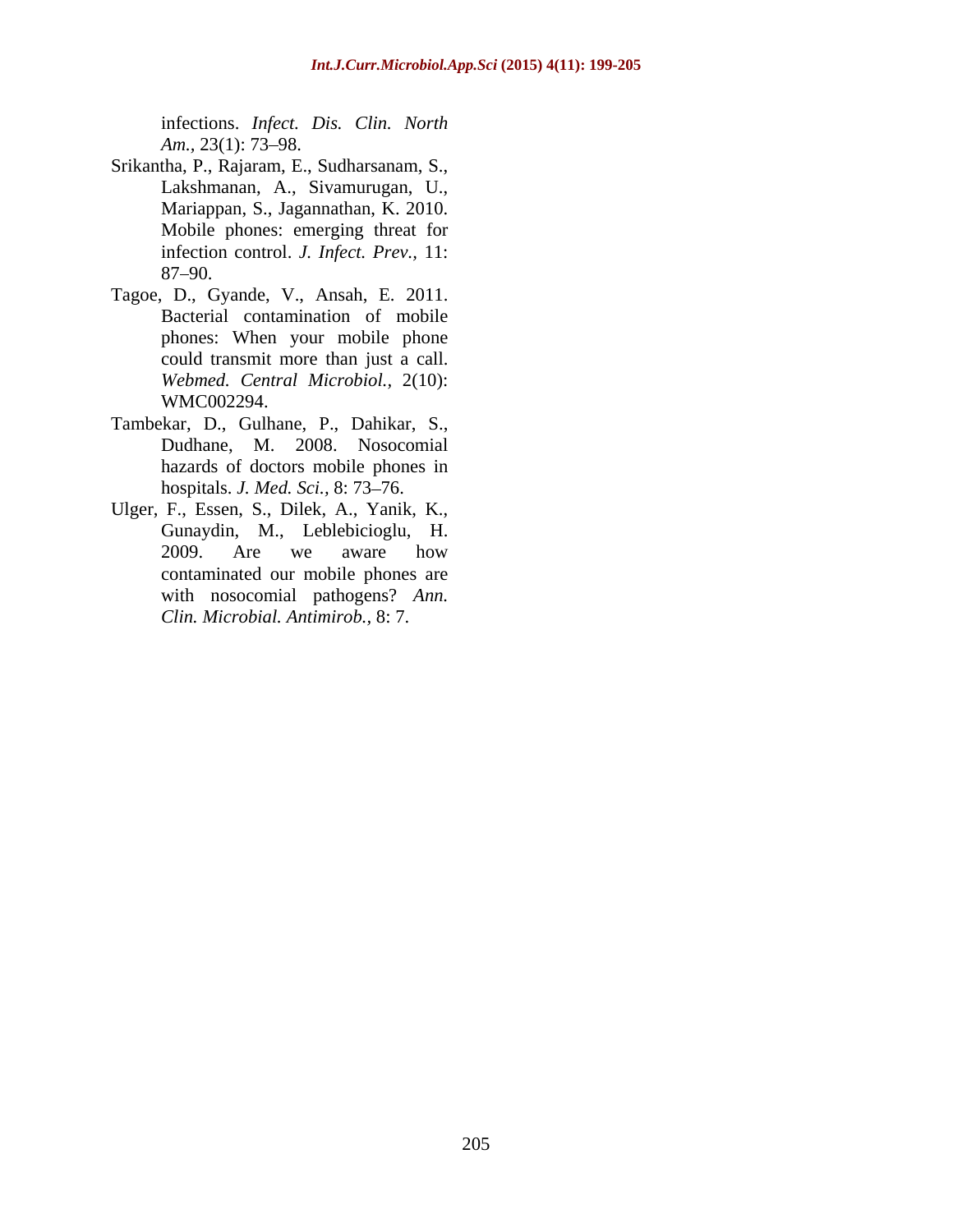infections. *Infect. Dis. Clin. North Am.*, 23(1): 73–98.

Srikantha, P., Rajaram, E., Sudharsanam, S., Lakshmanan, A., Sivamurugan, U., Mariappan, S., Jagannathan, K. 2010. Mobile phones: emerging threat for infection control. *J. Infect. Prev.*, 11: 87–90.

Tagoe, D., Gyande, V., Ansah, E. 2011. Bacterial contamination of mobile phones: When your mobile phone could transmit more than just a call. *Webmed. Central Microbiol.*, 2(10): WMC002294.

Tambekar, D., Gulhane, P., Dahikar, S., Dudhane, M. 2008. Nosocomial hazards of doctors mobile phones in hospitals. *J. Med. Sci.*, 8: 73–76.

Ulger, F., Essen, S., Dilek, A., Yanik, K., Gunaydin, M., Leblebicioglu, H. 2009. Are we aware how contaminated our mobile phones are with nosocomial pathogens? *Ann. Clin. Microbial. Antimirob.*, 8: 7.